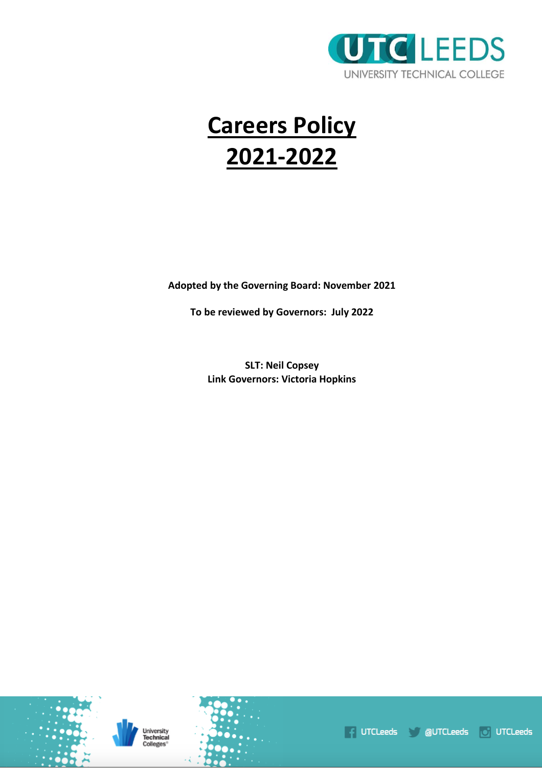# Careers Policy 2021-2022

**Adopted by the Governing Board: November 2021**

**To be reviewed by Governors: July 2022**

**SLT: Neil Copsey**
**Link Governors: Victoria Hopkins**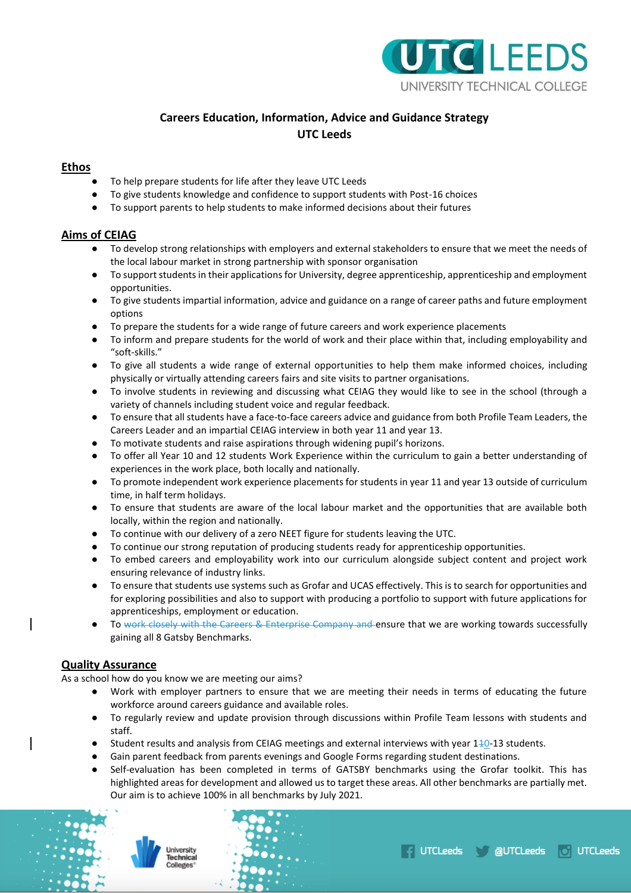**Careers Education, Information, Advice and Guidance Strategy**
**UTC Leeds**

## Ethos

- To help prepare students for life after they leave UTC Leeds
- To give students knowledge and confidence to support students with Post-16 choices
- To support parents to help students to make informed decisions about their futures

## Aims of CEIAG

- To develop strong relationships with employers and external stakeholders to ensure that we meet the needs of the local labour market in strong partnership with sponsor organisation
- To support students in their applications for University, degree apprenticeship, apprenticeship and employment opportunities.
- To give students impartial information, advice and guidance on a range of career paths and future employment options
- To prepare the students for a wide range of future careers and work experience placements
- To inform and prepare students for the world of work and their place within that, including employability and "soft-skills."
- To give all students a wide range of external opportunities to help them make informed choices, including physically or virtually attending careers fairs and site visits to partner organisations.
- To involve students in reviewing and discussing what CEIAG they would like to see in the school (through a variety of channels including student voice and regular feedback.
- To ensure that all students have a face-to-face careers advice and guidance from both Profile Team Leaders, the Careers Leader and an impartial CEIAG interview in both year 11 and year 13.
- To motivate students and raise aspirations through widening pupil's horizons.
- To offer all Year 10 and 12 students Work Experience within the curriculum to gain a better understanding of experiences in the work place, both locally and nationally.
- To promote independent work experience placements for students in year 11 and year 13 outside of curriculum time, in half term holidays.
- To ensure that students are aware of the local labour market and the opportunities that are available both locally, within the region and nationally.
- To continue with our delivery of a zero NEET figure for students leaving the UTC.
- To continue our strong reputation of producing students ready for apprenticeship opportunities.
- To embed careers and employability work into our curriculum alongside subject content and project work ensuring relevance of industry links.
- To ensure that students use systems such as Grofar and UCAS effectively. This is to search for opportunities and for exploring possibilities and also to support with producing a portfolio to support with future applications for apprenticeships, employment or education.
- To work closely with the Careers & Enterprise Company and ensure that we are working towards successfully gaining all 8 Gatsby Benchmarks.

## Quality Assurance

As a school how do you know we are meeting our aims?

- Work with employer partners to ensure that we are meeting their needs in terms of educating the future workforce around careers guidance and available roles.
- To regularly review and update provision through discussions within Profile Team lessons with students and staff.
- Student results and analysis from CEIAG meetings and external interviews with year 1~~1~~0-13 students.
- Gain parent feedback from parents evenings and Google Forms regarding student destinations.
- Self-evaluation has been completed in terms of GATSBY benchmarks using the Grofar toolkit. This has highlighted areas for development and allowed us to target these areas. All other benchmarks are partially met. Our aim is to achieve 100% in all benchmarks by July 2021.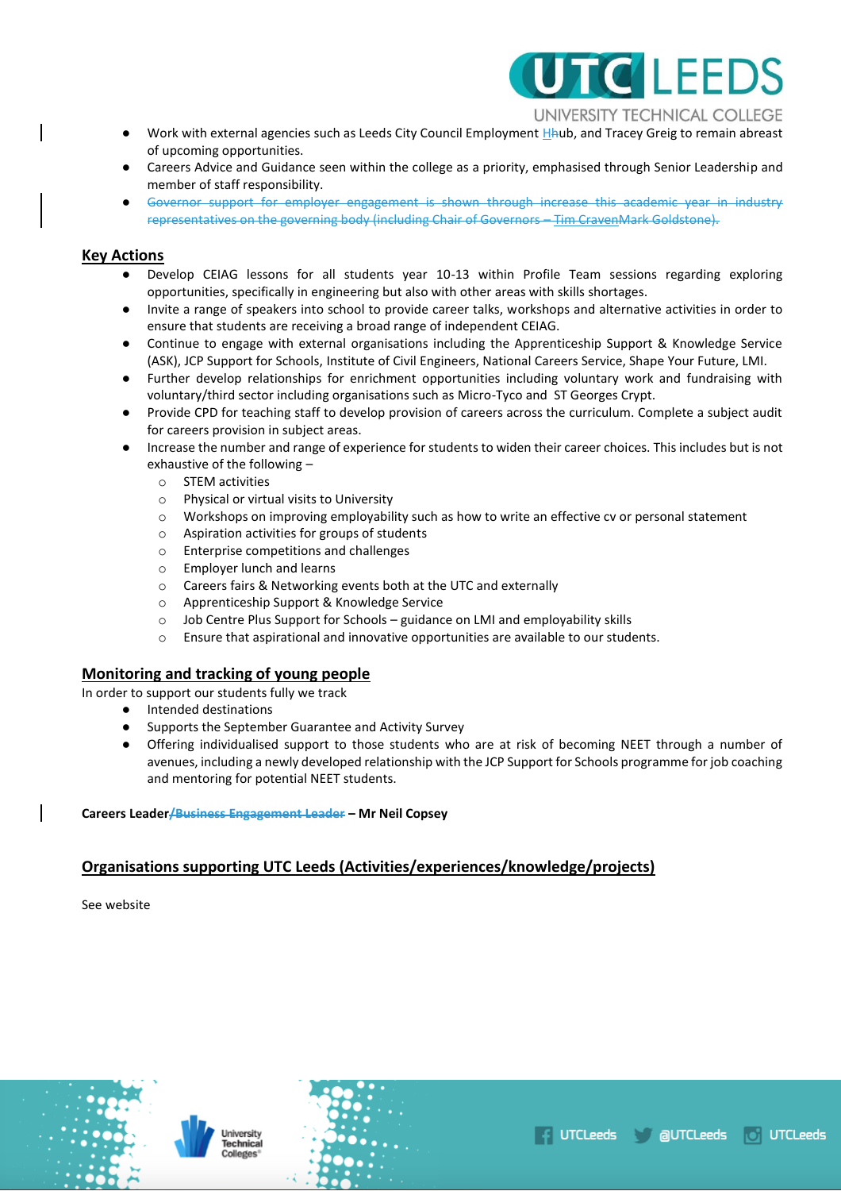- Work with external agencies such as Leeds City Council Employment H~~h~~ub, and Tracey Greig to remain abreast of upcoming opportunities.
- Careers Advice and Guidance seen within the college as a priority, emphasised through Senior Leadership and member of staff responsibility.
- ~~Governor support for employer engagement is shown through increase this academic year in industry representatives on the governing body (including Chair of Governors – Tim CravenMark Goldstone).~~

## Key Actions

- Develop CEIAG lessons for all students year 10-13 within Profile Team sessions regarding exploring opportunities, specifically in engineering but also with other areas with skills shortages.
- Invite a range of speakers into school to provide career talks, workshops and alternative activities in order to ensure that students are receiving a broad range of independent CEIAG.
- Continue to engage with external organisations including the Apprenticeship Support & Knowledge Service (ASK), JCP Support for Schools, Institute of Civil Engineers, National Careers Service, Shape Your Future, LMI.
- Further develop relationships for enrichment opportunities including voluntary work and fundraising with voluntary/third sector including organisations such as Micro-Tyco and ST Georges Crypt.
- Provide CPD for teaching staff to develop provision of careers across the curriculum. Complete a subject audit for careers provision in subject areas.
- Increase the number and range of experience for students to widen their career choices. This includes but is not exhaustive of the following –
  - STEM activities
  - Physical or virtual visits to University
  - Workshops on improving employability such as how to write an effective cv or personal statement
  - Aspiration activities for groups of students
  - Enterprise competitions and challenges
  - Employer lunch and learns
  - Careers fairs & Networking events both at the UTC and externally
  - Apprenticeship Support & Knowledge Service
  - Job Centre Plus Support for Schools – guidance on LMI and employability skills
  - Ensure that aspirational and innovative opportunities are available to our students.

## Monitoring and tracking of young people

In order to support our students fully we track

- Intended destinations
- Supports the September Guarantee and Activity Survey
- Offering individualised support to those students who are at risk of becoming NEET through a number of avenues, including a newly developed relationship with the JCP Support for Schools programme for job coaching and mentoring for potential NEET students.

**Careers Leader~~/Business Engagement Leader~~ – Mr Neil Copsey**

## Organisations supporting UTC Leeds (Activities/experiences/knowledge/projects)

See website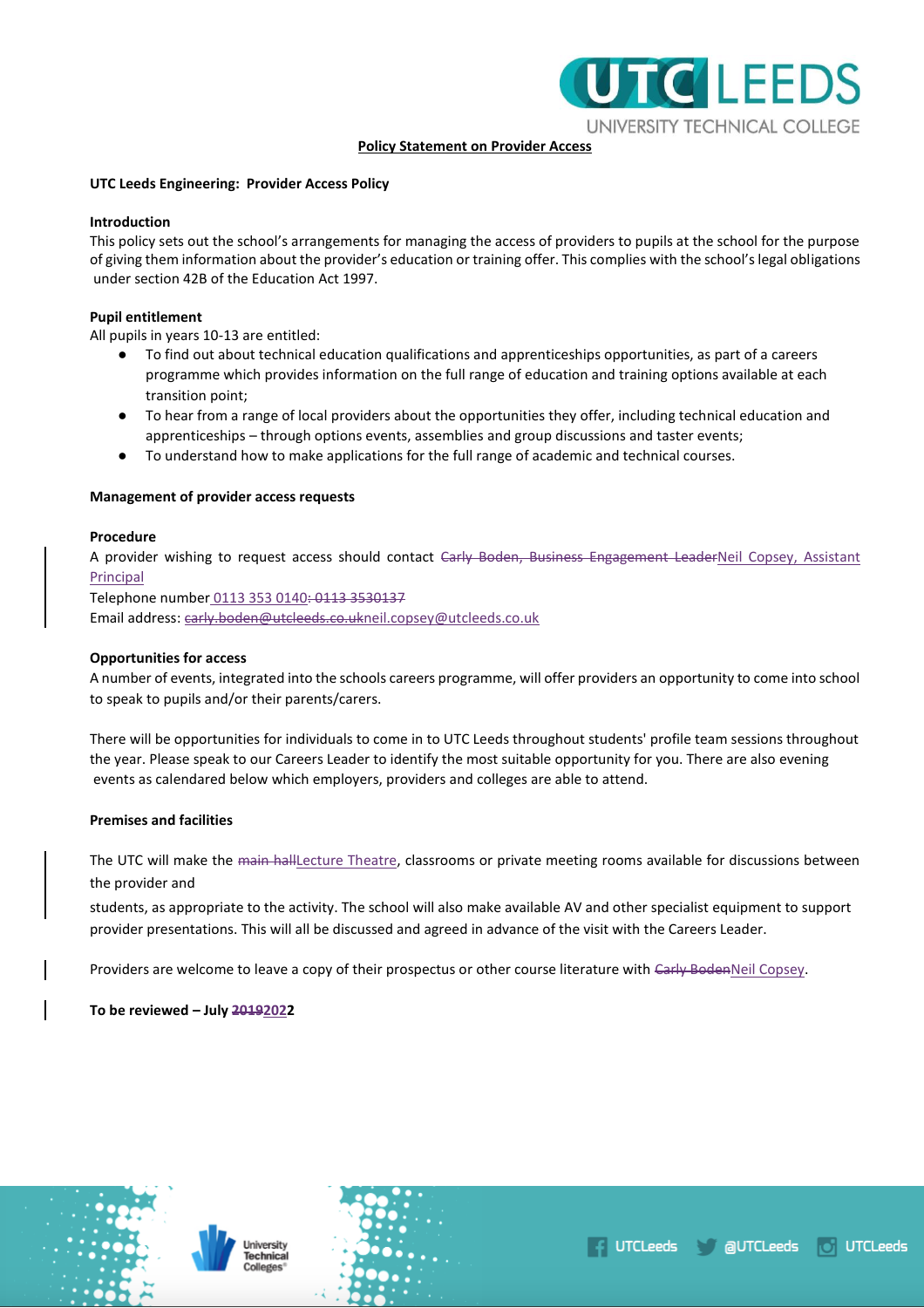**Policy Statement on Provider Access**

**UTC Leeds Engineering: Provider Access Policy**

**Introduction**

This policy sets out the school's arrangements for managing the access of providers to pupils at the school for the purpose of giving them information about the provider's education or training offer. This complies with the school's legal obligations under section 42B of the Education Act 1997.

**Pupil entitlement**

All pupils in years 10-13 are entitled:

- To find out about technical education qualifications and apprenticeships opportunities, as part of a careers programme which provides information on the full range of education and training options available at each transition point;
- To hear from a range of local providers about the opportunities they offer, including technical education and apprenticeships – through options events, assemblies and group discussions and taster events;
- To understand how to make applications for the full range of academic and technical courses.

**Management of provider access requests**

**Procedure**

A provider wishing to request access should contact ~~Carly Boden, Business Engagement Leader~~Neil Copsey, Assistant Principal

Telephone number 0113 353 0140~~: 0113 3530137~~

Email address: ~~carly.boden@utcleeds.co.uk~~neil.copsey@utcleeds.co.uk

**Opportunities for access**

A number of events, integrated into the schools careers programme, will offer providers an opportunity to come into school to speak to pupils and/or their parents/carers.

There will be opportunities for individuals to come in to UTC Leeds throughout students' profile team sessions throughout the year. Please speak to our Careers Leader to identify the most suitable opportunity for you. There are also evening events as calendared below which employers, providers and colleges are able to attend.

**Premises and facilities**

The UTC will make the ~~main hall~~Lecture Theatre, classrooms or private meeting rooms available for discussions between the provider and

students, as appropriate to the activity. The school will also make available AV and other specialist equipment to support provider presentations. This will all be discussed and agreed in advance of the visit with the Careers Leader.

Providers are welcome to leave a copy of their prospectus or other course literature with ~~Carly Boden~~Neil Copsey.

**To be reviewed – July ~~2019~~2022**